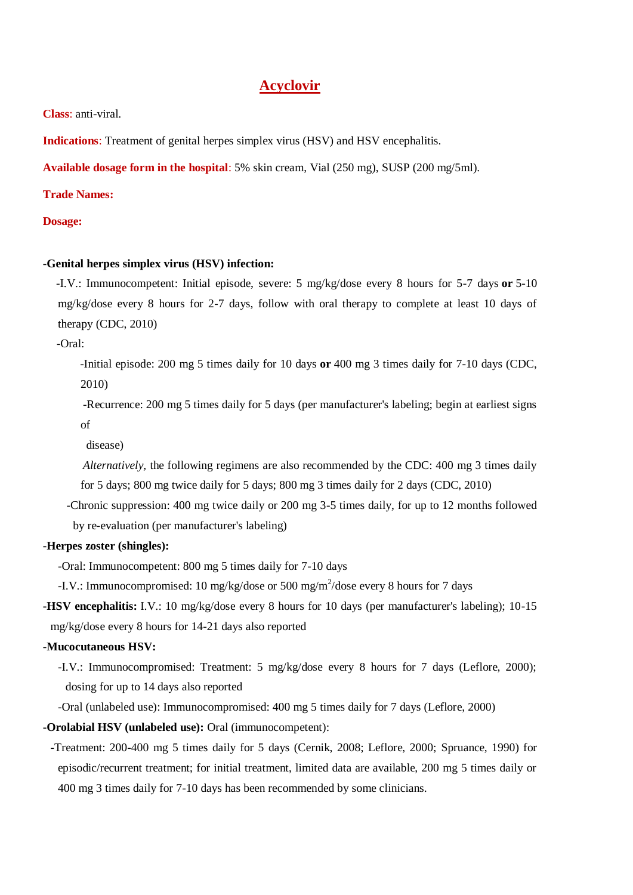# Acyclovir

**Class**: anti-viral.

**Indications**: Treatment of genital herpes simplex virus (HSV) and HSV encephalitis.

**Available dosage form in the hospital**: 5% skin cream, Vial (250 mg), SUSP (200 mg/5ml).

**Trade Names:**

**Dosage:**

**-Genital herpes simplex virus (HSV) infection:**

-I.V.: Immunocompetent: Initial episode, severe: 5 mg/kg/dose every 8 hours for 5-7 days **or** 5-10 mg/kg/dose every 8 hours for 2-7 days, follow with oral therapy to complete at least 10 days of therapy (CDC, 2010)

-Oral:

-Initial episode: 200 mg 5 times daily for 10 days **or** 400 mg 3 times daily for 7-10 days (CDC, 2010)

-Recurrence: 200 mg 5 times daily for 5 days (per manufacturer's labeling; begin at earliest signs of disease)

*Alternatively*, the following regimens are also recommended by the CDC: 400 mg 3 times daily for 5 days; 800 mg twice daily for 5 days; 800 mg 3 times daily for 2 days (CDC, 2010)

-Chronic suppression: 400 mg twice daily or 200 mg 3-5 times daily, for up to 12 months followed by re-evaluation (per manufacturer's labeling)

**-Herpes zoster (shingles):**

-Oral: Immunocompetent: 800 mg 5 times daily for 7-10 days

-I.V.: Immunocompromised: 10 mg/kg/dose or 500 mg/m$^2$/dose every 8 hours for 7 days

**-HSV encephalitis:** I.V.: 10 mg/kg/dose every 8 hours for 10 days (per manufacturer's labeling); 10-15 mg/kg/dose every 8 hours for 14-21 days also reported

**-Mucocutaneous HSV:**

-I.V.: Immunocompromised: Treatment: 5 mg/kg/dose every 8 hours for 7 days (Leflore, 2000); dosing for up to 14 days also reported

-Oral (unlabeled use): Immunocompromised: 400 mg 5 times daily for 7 days (Leflore, 2000)

**-Orolabial HSV (unlabeled use):** Oral (immunocompetent):

-Treatment: 200-400 mg 5 times daily for 5 days (Cernik, 2008; Leflore, 2000; Spruance, 1990) for episodic/recurrent treatment; for initial treatment, limited data are available, 200 mg 5 times daily or 400 mg 3 times daily for 7-10 days has been recommended by some clinicians.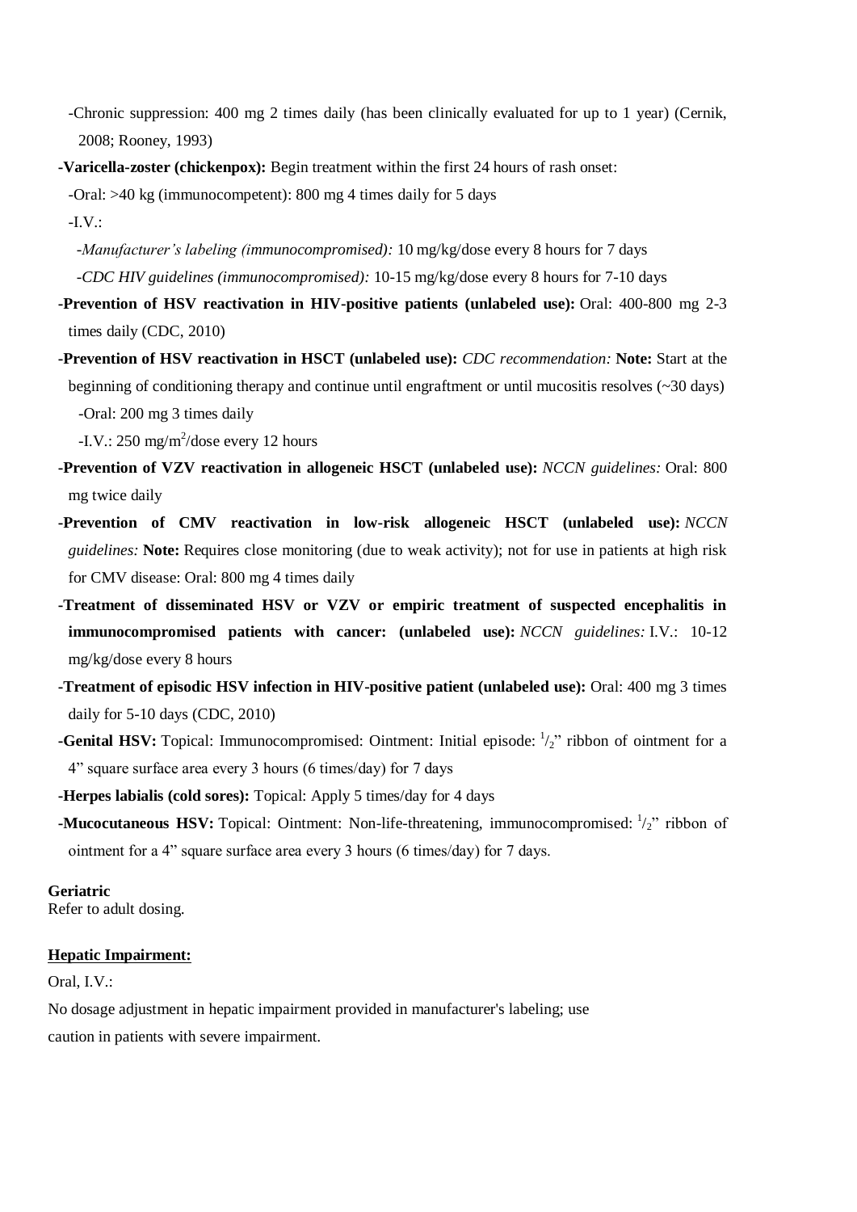- Chronic suppression: 400 mg 2 times daily (has been clinically evaluated for up to 1 year) (Cernik, 2008; Rooney, 1993)

- **Varicella-zoster (chickenpox):** Begin treatment within the first 24 hours of rash onset:
  - Oral: >40 kg (immunocompetent): 800 mg 4 times daily for 5 days
  - I.V.:
    - *Manufacturer's labeling (immunocompromised):* 10 mg/kg/dose every 8 hours for 7 days
    - *CDC HIV guidelines (immunocompromised):* 10-15 mg/kg/dose every 8 hours for 7-10 days
- **Prevention of HSV reactivation in HIV-positive patients (unlabeled use):** Oral: 400-800 mg 2-3 times daily (CDC, 2010)
- **Prevention of HSV reactivation in HSCT (unlabeled use):** *CDC recommendation:* **Note:** Start at the beginning of conditioning therapy and continue until engraftment or until mucositis resolves (~30 days)
  - Oral: 200 mg 3 times daily
  - I.V.: 250 $mg/m^2$/dose every 12 hours
- **Prevention of VZV reactivation in allogeneic HSCT (unlabeled use):** *NCCN guidelines:* Oral: 800 mg twice daily
- **Prevention of CMV reactivation in low-risk allogeneic HSCT (unlabeled use):** *NCCN guidelines:* **Note:** Requires close monitoring (due to weak activity); not for use in patients at high risk for CMV disease: Oral: 800 mg 4 times daily
- **Treatment of disseminated HSV or VZV or empiric treatment of suspected encephalitis in immunocompromised patients with cancer: (unlabeled use):** *NCCN guidelines:* I.V.: 10-12 mg/kg/dose every 8 hours
- **Treatment of episodic HSV infection in HIV-positive patient (unlabeled use):** Oral: 400 mg 3 times daily for 5-10 days (CDC, 2010)
- **Genital HSV:** Topical: Immunocompromised: Ointment: Initial episode: $^1/_2$" ribbon of ointment for a 4" square surface area every 3 hours (6 times/day) for 7 days
- **Herpes labialis (cold sores):** Topical: Apply 5 times/day for 4 days
- **Mucocutaneous HSV:** Topical: Ointment: Non-life-threatening, immunocompromised: $^1/_2$" ribbon of ointment for a 4" square surface area every 3 hours (6 times/day) for 7 days.

**Geriatric**

Refer to adult dosing.

**Hepatic Impairment:**

Oral, I.V.:

No dosage adjustment in hepatic impairment provided in manufacturer's labeling; use caution in patients with severe impairment.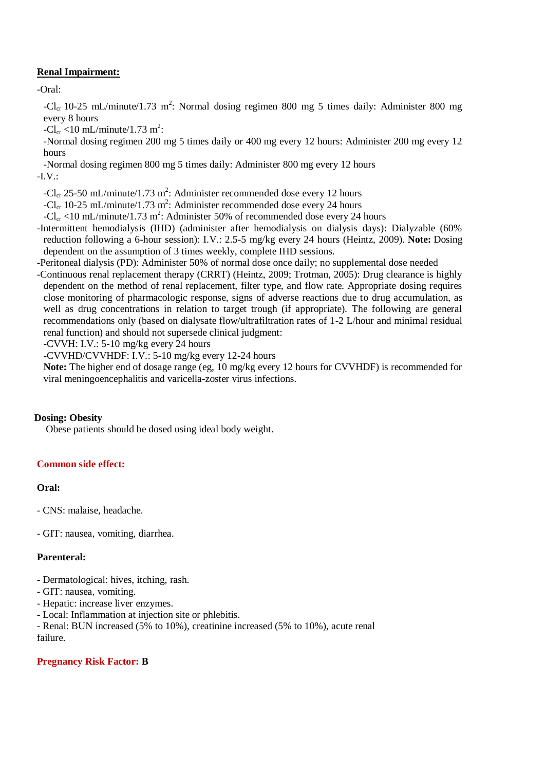**Renal Impairment:**

-Oral:

- -$Cl_{cr}$ 10-25 mL/minute/1.73 $m^2$: Normal dosing regimen 800 mg 5 times daily: Administer 800 mg every 8 hours
- -$Cl_{cr}$ <10 mL/minute/1.73 $m^2$:
- -Normal dosing regimen 200 mg 5 times daily or 400 mg every 12 hours: Administer 200 mg every 12 hours
- -Normal dosing regimen 800 mg 5 times daily: Administer 800 mg every 12 hours

-I.V.:

- -$Cl_{cr}$ 25-50 mL/minute/1.73 $m^2$: Administer recommended dose every 12 hours
- -$Cl_{cr}$ 10-25 mL/minute/1.73 $m^2$: Administer recommended dose every 24 hours
- -$Cl_{cr}$ <10 mL/minute/1.73 $m^2$: Administer 50% of recommended dose every 24 hours

-Intermittent hemodialysis (IHD) (administer after hemodialysis on dialysis days): Dialyzable (60% reduction following a 6-hour session): I.V.: 2.5-5 mg/kg every 24 hours (Heintz, 2009). **Note:** Dosing dependent on the assumption of 3 times weekly, complete IHD sessions.

-Peritoneal dialysis (PD): Administer 50% of normal dose once daily; no supplemental dose needed

-Continuous renal replacement therapy (CRRT) (Heintz, 2009; Trotman, 2005): Drug clearance is highly dependent on the method of renal replacement, filter type, and flow rate. Appropriate dosing requires close monitoring of pharmacologic response, signs of adverse reactions due to drug accumulation, as well as drug concentrations in relation to target trough (if appropriate). The following are general recommendations only (based on dialysate flow/ultrafiltration rates of 1-2 L/hour and minimal residual renal function) and should not supersede clinical judgment:

- -CVVH: I.V.: 5-10 mg/kg every 24 hours
- -CVVHD/CVVHDF: I.V.: 5-10 mg/kg every 12-24 hours

**Note:** The higher end of dosage range (eg, 10 mg/kg every 12 hours for CVVHDF) is recommended for viral meningoencephalitis and varicella-zoster virus infections.

**Dosing: Obesity**

Obese patients should be dosed using ideal body weight.

**Common side effect:**

**Oral:**

- CNS: malaise, headache.

- GIT: nausea, vomiting, diarrhea.

**Parenteral:**

- Dermatological: hives, itching, rash.
- GIT: nausea, vomiting.
- Hepatic: increase liver enzymes.
- Local: Inflammation at injection site or phlebitis.
- Renal: BUN increased (5% to 10%), creatinine increased (5% to 10%), acute renal failure.

**Pregnancy Risk Factor: B**